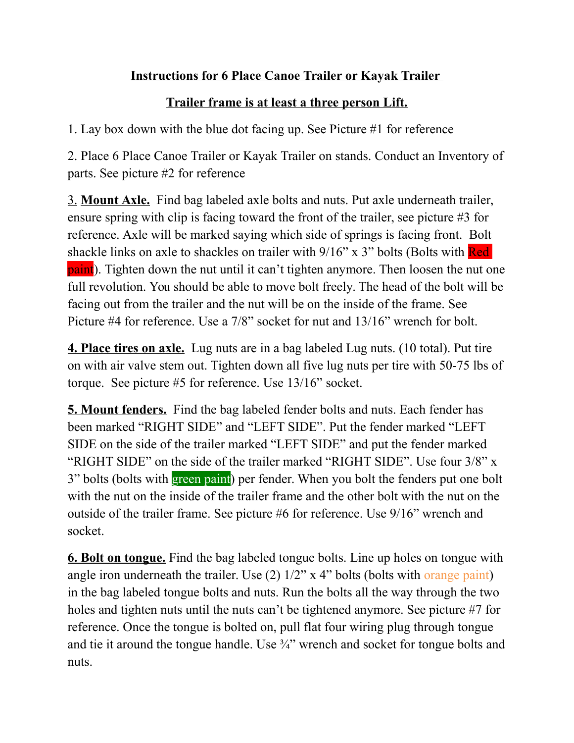**Instructions for 6 Place Canoe Trailer or Kayak Trailer**

**Trailer frame is at least a three person Lift.**

1. Lay box down with the blue dot facing up. See Picture #1 for reference

2. Place 6 Place Canoe Trailer or Kayak Trailer on stands. Conduct an Inventory of parts. See picture #2 for reference

3. **Mount Axle.** Find bag labeled axle bolts and nuts. Put axle underneath trailer, ensure spring with clip is facing toward the front of the trailer, see picture #3 for reference. Axle will be marked saying which side of springs is facing front. Bolt shackle links on axle to shackles on trailer with 9/16" x 3" bolts (Bolts with Red paint). Tighten down the nut until it can't tighten anymore. Then loosen the nut one full revolution. You should be able to move bolt freely. The head of the bolt will be facing out from the trailer and the nut will be on the inside of the frame. See Picture #4 for reference. Use a 7/8" socket for nut and 13/16" wrench for bolt.

4. **Place tires on axle.** Lug nuts are in a bag labeled Lug nuts. (10 total). Put tire on with air valve stem out. Tighten down all five lug nuts per tire with 50-75 lbs of torque. See picture #5 for reference. Use 13/16" socket.

5. **Mount fenders.** Find the bag labeled fender bolts and nuts. Each fender has been marked "RIGHT SIDE" and "LEFT SIDE". Put the fender marked "LEFT SIDE on the side of the trailer marked "LEFT SIDE" and put the fender marked "RIGHT SIDE" on the side of the trailer marked "RIGHT SIDE". Use four 3/8" x 3" bolts (bolts with green paint) per fender. When you bolt the fenders put one bolt with the nut on the inside of the trailer frame and the other bolt with the nut on the outside of the trailer frame. See picture #6 for reference. Use 9/16" wrench and socket.

6. **Bolt on tongue.** Find the bag labeled tongue bolts. Line up holes on tongue with angle iron underneath the trailer. Use (2) 1/2" x 4" bolts (bolts with orange paint) in the bag labeled tongue bolts and nuts. Run the bolts all the way through the two holes and tighten nuts until the nuts can't be tightened anymore. See picture #7 for reference. Once the tongue is bolted on, pull flat four wiring plug through tongue and tie it around the tongue handle. Use ¾" wrench and socket for tongue bolts and nuts.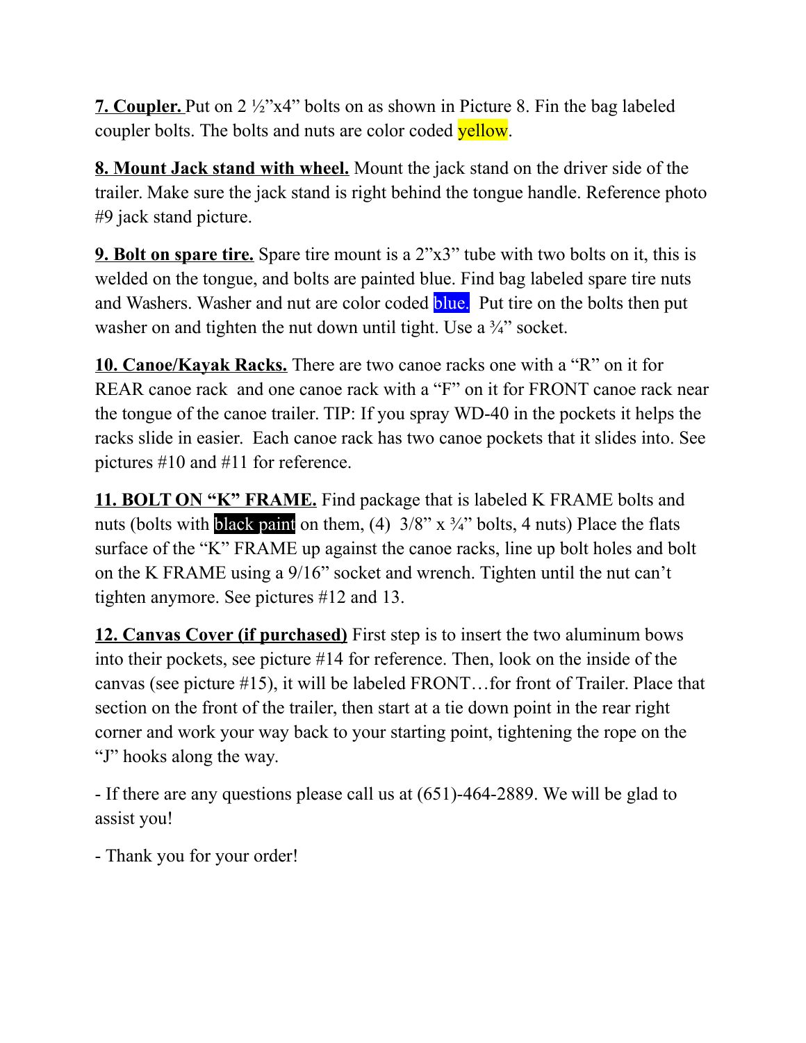**7. Coupler.** Put on 2 ½”x4” bolts on as shown in Picture 8. Fin the bag labeled coupler bolts. The bolts and nuts are color coded yellow.

**8. Mount Jack stand with wheel.** Mount the jack stand on the driver side of the trailer. Make sure the jack stand is right behind the tongue handle. Reference photo #9 jack stand picture.

**9. Bolt on spare tire.** Spare tire mount is a 2”x3” tube with two bolts on it, this is welded on the tongue, and bolts are painted blue. Find bag labeled spare tire nuts and Washers. Washer and nut are color coded blue. Put tire on the bolts then put washer on and tighten the nut down until tight. Use a ¾” socket.

**10. Canoe/Kayak Racks.** There are two canoe racks one with a “R” on it for REAR canoe rack and one canoe rack with a “F” on it for FRONT canoe rack near the tongue of the canoe trailer. TIP: If you spray WD-40 in the pockets it helps the racks slide in easier. Each canoe rack has two canoe pockets that it slides into. See pictures #10 and #11 for reference.

**11. BOLT ON “K” FRAME.** Find package that is labeled K FRAME bolts and nuts (bolts with black paint on them, (4) 3/8” x ¾” bolts, 4 nuts) Place the flats surface of the “K” FRAME up against the canoe racks, line up bolt holes and bolt on the K FRAME using a 9/16” socket and wrench. Tighten until the nut can’t tighten anymore. See pictures #12 and 13.

**12. Canvas Cover (if purchased)** First step is to insert the two aluminum bows into their pockets, see picture #14 for reference. Then, look on the inside of the canvas (see picture #15), it will be labeled FRONT…for front of Trailer. Place that section on the front of the trailer, then start at a tie down point in the rear right corner and work your way back to your starting point, tightening the rope on the “J” hooks along the way.

- If there are any questions please call us at (651)-464-2889. We will be glad to assist you!

- Thank you for your order!